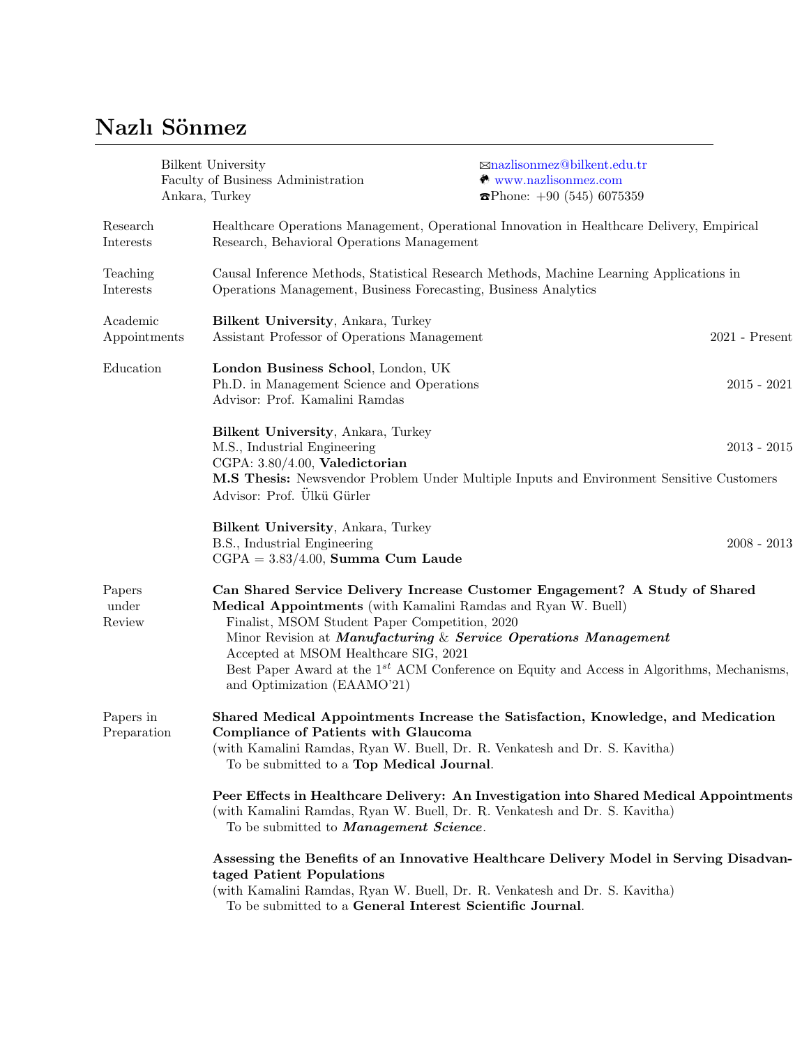# Nazlı Sönmez

Bilkent University
Faculty of Business Administration
Ankara, Turkey

✉nazlisonmez@bilkent.edu.tr
www.nazlisonmez.com
☎Phone: +90 (545) 6075359

## Research Interests

Healthcare Operations Management, Operational Innovation in Healthcare Delivery, Empirical Research, Behavioral Operations Management

## Teaching Interests

Causal Inference Methods, Statistical Research Methods, Machine Learning Applications in Operations Management, Business Forecasting, Business Analytics

## Academic Appointments

**Bilkent University**, Ankara, Turkey
Assistant Professor of Operations Management — 2021 - Present

## Education

**London Business School**, London, UK
Ph.D. in Management Science and Operations — 2015 - 2021
Advisor: Prof. Kamalini Ramdas

**Bilkent University**, Ankara, Turkey
M.S., Industrial Engineering — 2013 - 2015
CGPA: 3.80/4.00, **Valedictorian**
**M.S Thesis:** Newsvendor Problem Under Multiple Inputs and Environment Sensitive Customers
Advisor: Prof. Ülkü Gürler

**Bilkent University**, Ankara, Turkey
B.S., Industrial Engineering — 2008 - 2013
CGPA = 3.83/4.00, **Summa Cum Laude**

## Papers under Review

**Can Shared Service Delivery Increase Customer Engagement? A Study of Shared Medical Appointments** (with Kamalini Ramdas and Ryan W. Buell)
Finalist, MSOM Student Paper Competition, 2020
Minor Revision at ***Manufacturing & Service Operations Management***
Accepted at MSOM Healthcare SIG, 2021
Best Paper Award at the 1st ACM Conference on Equity and Access in Algorithms, Mechanisms, and Optimization (EAAMO'21)

## Papers in Preparation

**Shared Medical Appointments Increase the Satisfaction, Knowledge, and Medication Compliance of Patients with Glaucoma**
(with Kamalini Ramdas, Ryan W. Buell, Dr. R. Venkatesh and Dr. S. Kavitha)
To be submitted to a **Top Medical Journal**.

**Peer Effects in Healthcare Delivery: An Investigation into Shared Medical Appointments**
(with Kamalini Ramdas, Ryan W. Buell, Dr. R. Venkatesh and Dr. S. Kavitha)
To be submitted to ***Management Science***.

**Assessing the Benefits of an Innovative Healthcare Delivery Model in Serving Disadvantaged Patient Populations**
(with Kamalini Ramdas, Ryan W. Buell, Dr. R. Venkatesh and Dr. S. Kavitha)
To be submitted to a **General Interest Scientific Journal**.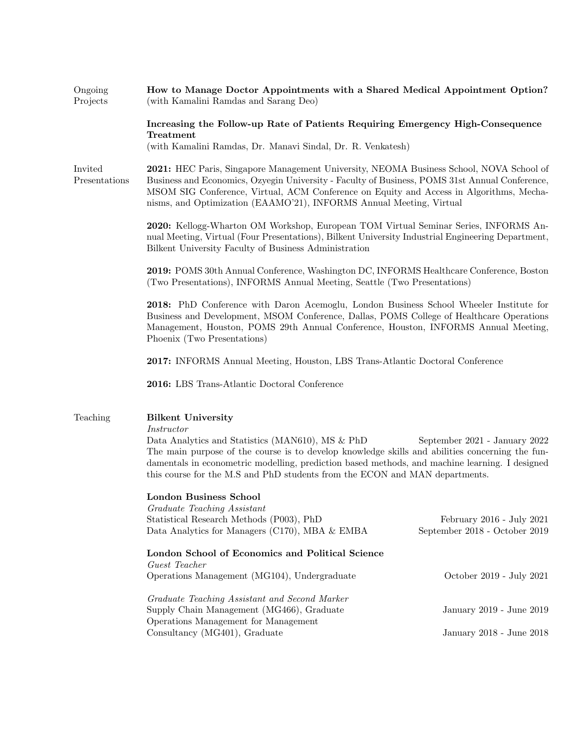## Ongoing Projects

**How to Manage Doctor Appointments with a Shared Medical Appointment Option?**
(with Kamalini Ramdas and Sarang Deo)

**Increasing the Follow-up Rate of Patients Requiring Emergency High-Consequence Treatment**
(with Kamalini Ramdas, Dr. Manavi Sindal, Dr. R. Venkatesh)

## Invited Presentations

**2021:** HEC Paris, Singapore Management University, NEOMA Business School, NOVA School of Business and Economics, Ozyegin University - Faculty of Business, POMS 31st Annual Conference, MSOM SIG Conference, Virtual, ACM Conference on Equity and Access in Algorithms, Mechanisms, and Optimization (EAAMO'21), INFORMS Annual Meeting, Virtual

**2020:** Kellogg-Wharton OM Workshop, European TOM Virtual Seminar Series, INFORMS Annual Meeting, Virtual (Four Presentations), Bilkent University Industrial Engineering Department, Bilkent University Faculty of Business Administration

**2019:** POMS 30th Annual Conference, Washington DC, INFORMS Healthcare Conference, Boston (Two Presentations), INFORMS Annual Meeting, Seattle (Two Presentations)

**2018:** PhD Conference with Daron Acemoglu, London Business School Wheeler Institute for Business and Development, MSOM Conference, Dallas, POMS College of Healthcare Operations Management, Houston, POMS 29th Annual Conference, Houston, INFORMS Annual Meeting, Phoenix (Two Presentations)

**2017:** INFORMS Annual Meeting, Houston, LBS Trans-Atlantic Doctoral Conference

**2016:** LBS Trans-Atlantic Doctoral Conference

## Teaching

**Bilkent University**
*Instructor*
Data Analytics and Statistics (MAN610), MS & PhD — September 2021 - January 2022
The main purpose of the course is to develop knowledge skills and abilities concerning the fundamentals in econometric modelling, prediction based methods, and machine learning. I designed this course for the M.S and PhD students from the ECON and MAN departments.

**London Business School**
*Graduate Teaching Assistant*
Statistical Research Methods (P003), PhD — February 2016 - July 2021
Data Analytics for Managers (C170), MBA & EMBA — September 2018 - October 2019

**London School of Economics and Political Science**
*Guest Teacher*
Operations Management (MG104), Undergraduate — October 2019 - July 2021

*Graduate Teaching Assistant and Second Marker*
Supply Chain Management (MG466), Graduate — January 2019 - June 2019
Operations Management for Management Consultancy (MG401), Graduate — January 2018 - June 2018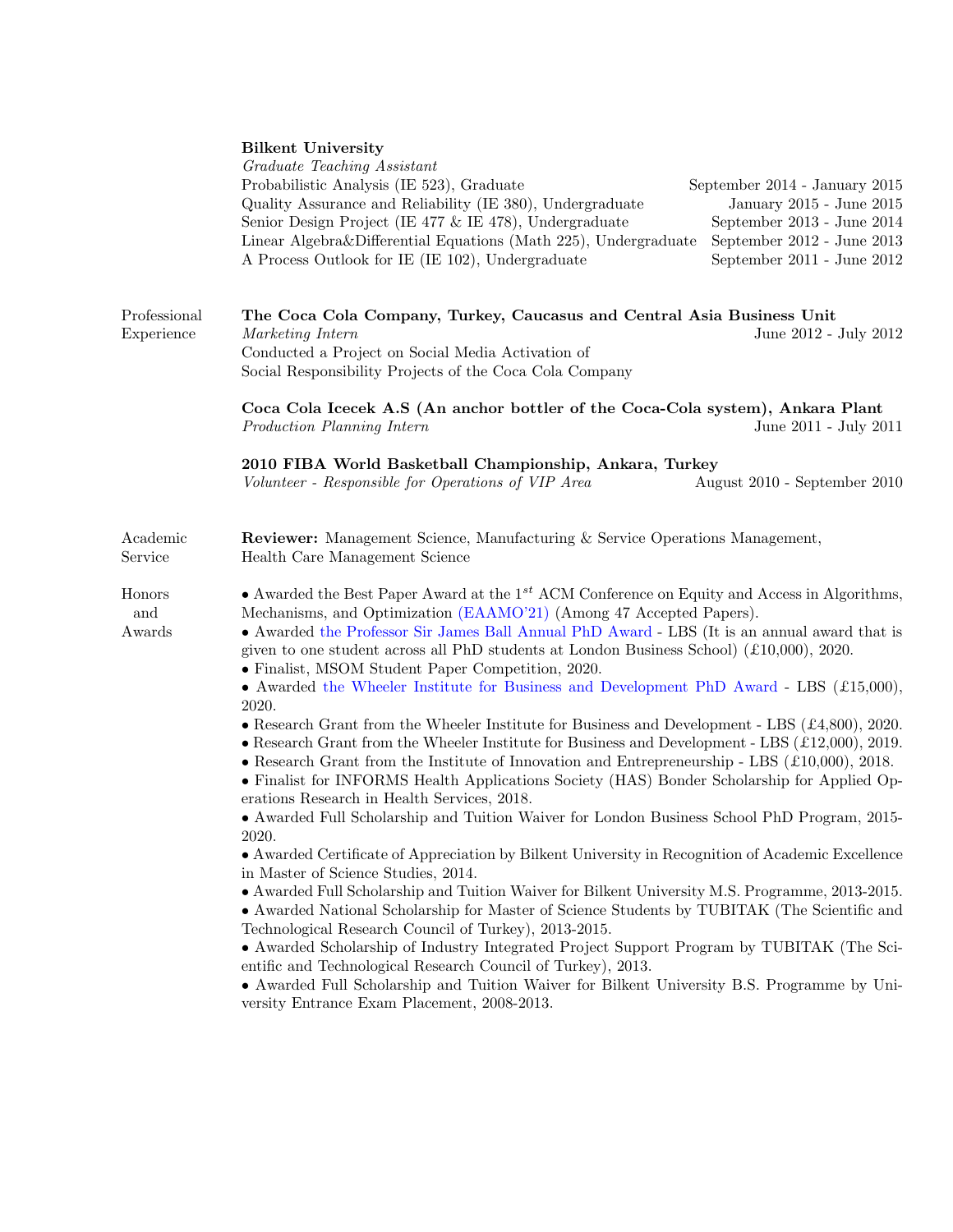**Bilkent University**
*Graduate Teaching Assistant*

| Course | Dates |
|---|---|
| Probabilistic Analysis (IE 523), Graduate | September 2014 - January 2015 |
| Quality Assurance and Reliability (IE 380), Undergraduate | January 2015 - June 2015 |
| Senior Design Project (IE 477 & IE 478), Undergraduate | September 2013 - June 2014 |
| Linear Algebra&Differential Equations (Math 225), Undergraduate | September 2012 - June 2013 |
| A Process Outlook for IE (IE 102), Undergraduate | September 2011 - June 2012 |

## Professional Experience

**The Coca Cola Company, Turkey, Caucasus and Central Asia Business Unit**
*Marketing Intern* — June 2012 - July 2012
Conducted a Project on Social Media Activation of Social Responsibility Projects of the Coca Cola Company

**Coca Cola Icecek A.S (An anchor bottler of the Coca-Cola system), Ankara Plant**
*Production Planning Intern* — June 2011 - July 2011

**2010 FIBA World Basketball Championship, Ankara, Turkey**
*Volunteer - Responsible for Operations of VIP Area* — August 2010 - September 2010

## Academic Service

**Reviewer:** Management Science, Manufacturing & Service Operations Management, Health Care Management Science

## Honors and Awards

- Awarded the Best Paper Award at the 1st ACM Conference on Equity and Access in Algorithms, Mechanisms, and Optimization (EAAMO'21) (Among 47 Accepted Papers).
- Awarded the Professor Sir James Ball Annual PhD Award - LBS (It is an annual award that is given to one student across all PhD students at London Business School) (£10,000), 2020.
- Finalist, MSOM Student Paper Competition, 2020.
- Awarded the Wheeler Institute for Business and Development PhD Award - LBS (£15,000), 2020.
- Research Grant from the Wheeler Institute for Business and Development - LBS (£4,800), 2020.
- Research Grant from the Wheeler Institute for Business and Development - LBS (£12,000), 2019.
- Research Grant from the Institute of Innovation and Entrepreneurship - LBS (£10,000), 2018.
- Finalist for INFORMS Health Applications Society (HAS) Bonder Scholarship for Applied Operations Research in Health Services, 2018.
- Awarded Full Scholarship and Tuition Waiver for London Business School PhD Program, 2015-2020.
- Awarded Certificate of Appreciation by Bilkent University in Recognition of Academic Excellence in Master of Science Studies, 2014.
- Awarded Full Scholarship and Tuition Waiver for Bilkent University M.S. Programme, 2013-2015.
- Awarded National Scholarship for Master of Science Students by TUBITAK (The Scientific and Technological Research Council of Turkey), 2013-2015.
- Awarded Scholarship of Industry Integrated Project Support Program by TUBITAK (The Scientific and Technological Research Council of Turkey), 2013.
- Awarded Full Scholarship and Tuition Waiver for Bilkent University B.S. Programme by University Entrance Exam Placement, 2008-2013.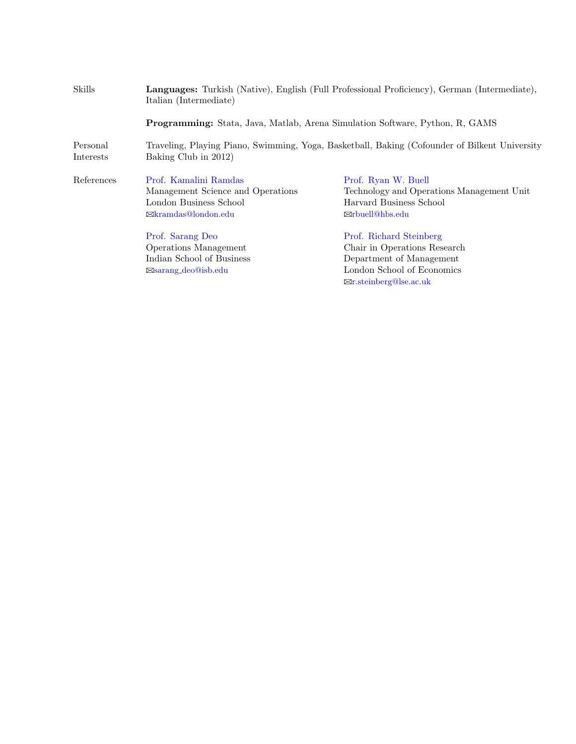## Skills

**Languages:** Turkish (Native), English (Full Professional Proficiency), German (Intermediate), Italian (Intermediate)

**Programming:** Stata, Java, Matlab, Arena Simulation Software, Python, R, GAMS

## Personal Interests

Traveling, Playing Piano, Swimming, Yoga, Basketball, Baking (Cofounder of Bilkent University Baking Club in 2012)

## References

Prof. Kamalini Ramdas
Management Science and Operations
London Business School
✉kramdas@london.edu

Prof. Ryan W. Buell
Technology and Operations Management Unit
Harvard Business School
✉rbuell@hbs.edu

Prof. Sarang Deo
Operations Management
Indian School of Business
✉sarang_deo@isb.edu

Prof. Richard Steinberg
Chair in Operations Research
Department of Management
London School of Economics
✉r.steinberg@lse.ac.uk